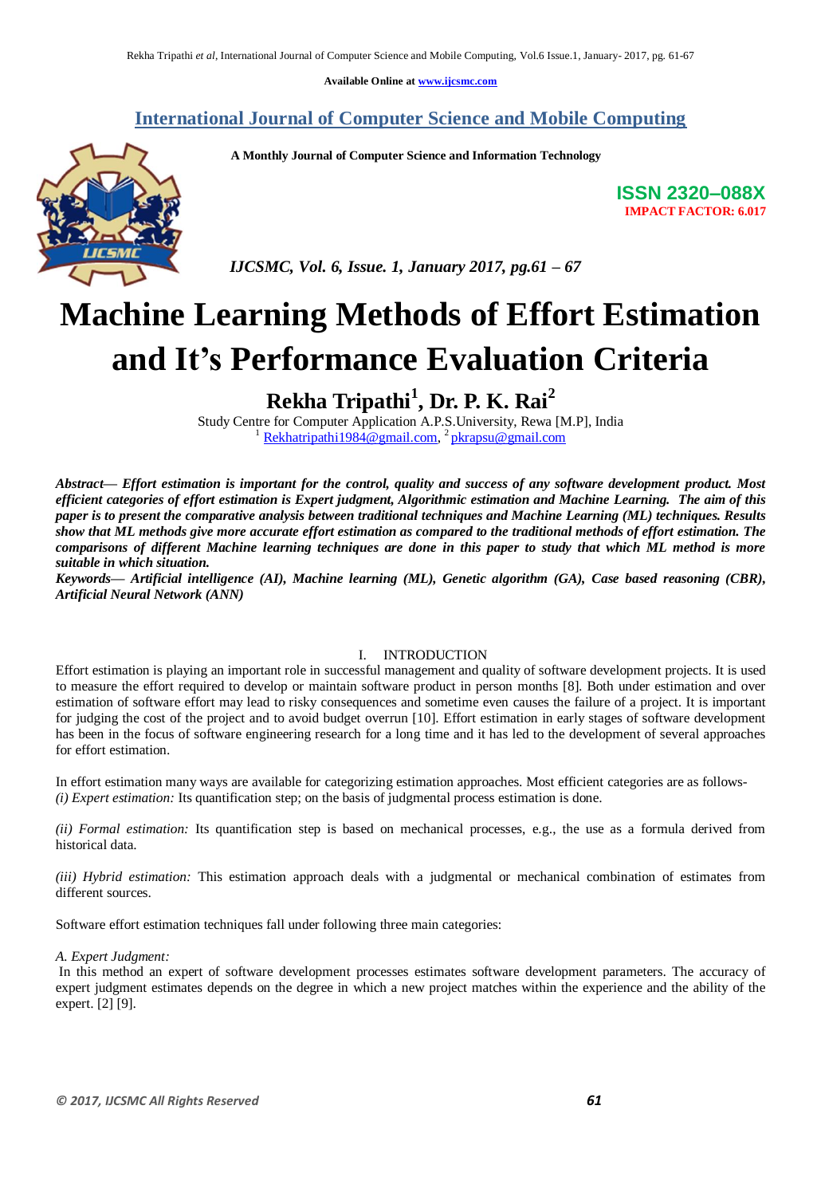Available Online at www.ijcsmc.com

## International Journal of Computer Science and Mobile Computing

**A Monthly Journal of Computer Science and Information Technology**

**ISSN 2320–088X**
**IMPACT FACTOR: 6.017**

*IJCSMC, Vol. 6, Issue. 1, January 2017, pg.61 – 67*

# Machine Learning Methods of Effort Estimation and It's Performance Evaluation Criteria

**Rekha Tripathi[1], Dr. P. K. Rai[2]**

Study Centre for Computer Application A.P.S.University, Rewa [M.P], India
[1] Rekhatripathi1984@gmail.com, [2] pkrapsu@gmail.com

***Abstract— Effort estimation is important for the control, quality and success of any software development product. Most efficient categories of effort estimation is Expert judgment, Algorithmic estimation and Machine Learning. The aim of this paper is to present the comparative analysis between traditional techniques and Machine Learning (ML) techniques. Results show that ML methods give more accurate effort estimation as compared to the traditional methods of effort estimation. The comparisons of different Machine learning techniques are done in this paper to study that which ML method is more suitable in which situation.***

***Keywords— Artificial intelligence (AI), Machine learning (ML), Genetic algorithm (GA), Case based reasoning (CBR), Artificial Neural Network (ANN)***

## I. INTRODUCTION

Effort estimation is playing an important role in successful management and quality of software development projects. It is used to measure the effort required to develop or maintain software product in person months [8]. Both under estimation and over estimation of software effort may lead to risky consequences and sometime even causes the failure of a project. It is important for judging the cost of the project and to avoid budget overrun [10]. Effort estimation in early stages of software development has been in the focus of software engineering research for a long time and it has led to the development of several approaches for effort estimation.

In effort estimation many ways are available for categorizing estimation approaches. Most efficient categories are as follows-
*(i) Expert estimation:* Its quantification step; on the basis of judgmental process estimation is done.

*(ii) Formal estimation:* Its quantification step is based on mechanical processes, e.g., the use as a formula derived from historical data.

*(iii) Hybrid estimation:* This estimation approach deals with a judgmental or mechanical combination of estimates from different sources.

Software effort estimation techniques fall under following three main categories:

*A. Expert Judgment:*
In this method an expert of software development processes estimates software development parameters. The accuracy of expert judgment estimates depends on the degree in which a new project matches within the experience and the ability of the expert. [2] [9].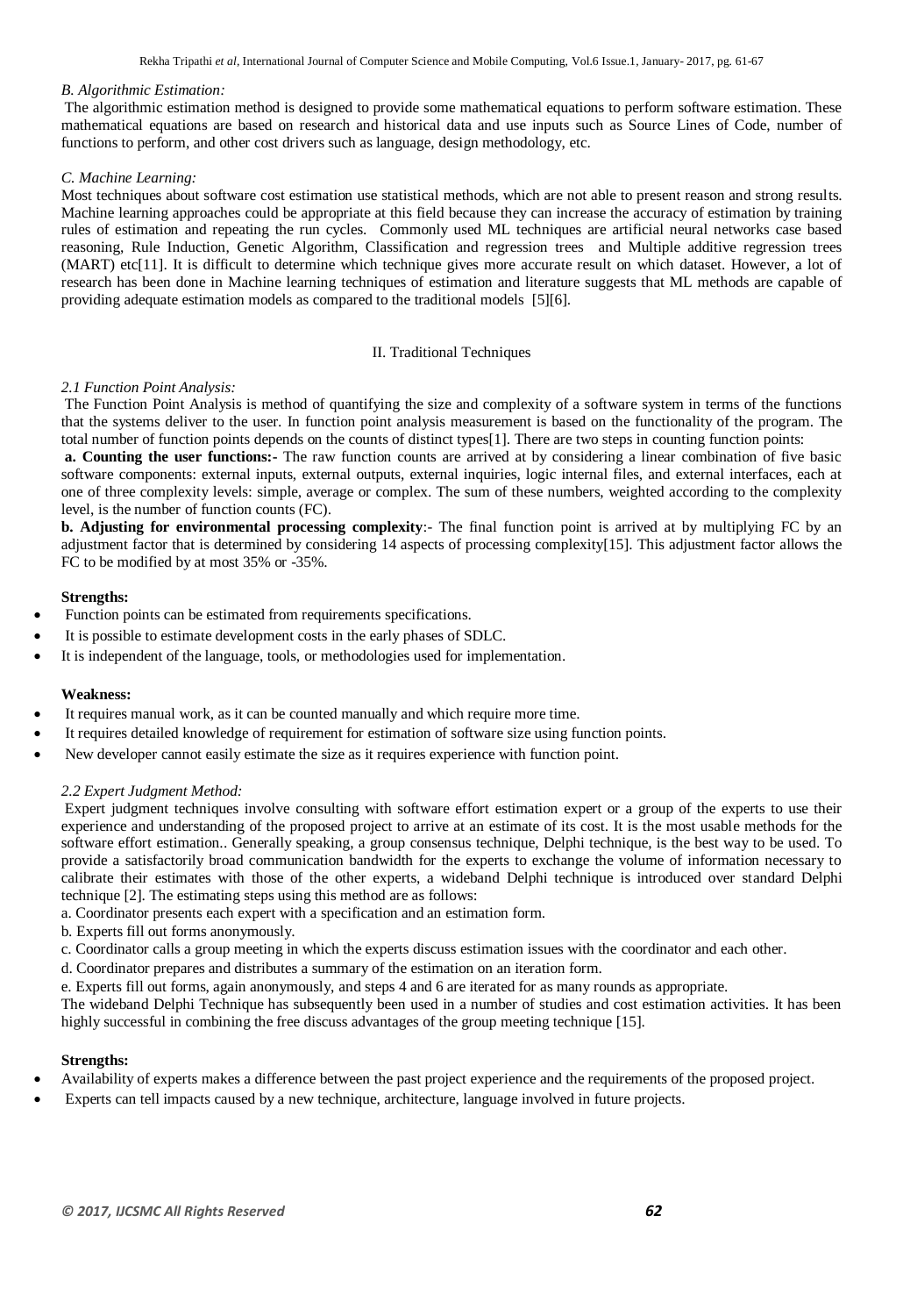*B. Algorithmic Estimation:*

The algorithmic estimation method is designed to provide some mathematical equations to perform software estimation. These mathematical equations are based on research and historical data and use inputs such as Source Lines of Code, number of functions to perform, and other cost drivers such as language, design methodology, etc.

*C. Machine Learning:*

Most techniques about software cost estimation use statistical methods, which are not able to present reason and strong results. Machine learning approaches could be appropriate at this field because they can increase the accuracy of estimation by training rules of estimation and repeating the run cycles. Commonly used ML techniques are artificial neural networks case based reasoning, Rule Induction, Genetic Algorithm, Classification and regression trees and Multiple additive regression trees (MART) etc[11]. It is difficult to determine which technique gives more accurate result on which dataset. However, a lot of research has been done in Machine learning techniques of estimation and literature suggests that ML methods are capable of providing adequate estimation models as compared to the traditional models [5][6].

## II. Traditional Techniques

*2.1 Function Point Analysis:*

The Function Point Analysis is method of quantifying the size and complexity of a software system in terms of the functions that the systems deliver to the user. In function point analysis measurement is based on the functionality of the program. The total number of function points depends on the counts of distinct types[1]. There are two steps in counting function points:

**a. Counting the user functions:-** The raw function counts are arrived at by considering a linear combination of five basic software components: external inputs, external outputs, external inquiries, logic internal files, and external interfaces, each at one of three complexity levels: simple, average or complex. The sum of these numbers, weighted according to the complexity level, is the number of function counts (FC).

**b. Adjusting for environmental processing complexity**:- The final function point is arrived at by multiplying FC by an adjustment factor that is determined by considering 14 aspects of processing complexity[15]. This adjustment factor allows the FC to be modified by at most 35% or -35%.

**Strengths:**

- Function points can be estimated from requirements specifications.
- It is possible to estimate development costs in the early phases of SDLC.
- It is independent of the language, tools, or methodologies used for implementation.

**Weakness:**

- It requires manual work, as it can be counted manually and which require more time.
- It requires detailed knowledge of requirement for estimation of software size using function points.
- New developer cannot easily estimate the size as it requires experience with function point.

*2.2 Expert Judgment Method:*

Expert judgment techniques involve consulting with software effort estimation expert or a group of the experts to use their experience and understanding of the proposed project to arrive at an estimate of its cost. It is the most usable methods for the software effort estimation.. Generally speaking, a group consensus technique, Delphi technique, is the best way to be used. To provide a satisfactorily broad communication bandwidth for the experts to exchange the volume of information necessary to calibrate their estimates with those of the other experts, a wideband Delphi technique is introduced over standard Delphi technique [2]. The estimating steps using this method are as follows:

a. Coordinator presents each expert with a specification and an estimation form.

b. Experts fill out forms anonymously.

c. Coordinator calls a group meeting in which the experts discuss estimation issues with the coordinator and each other.

d. Coordinator prepares and distributes a summary of the estimation on an iteration form.

e. Experts fill out forms, again anonymously, and steps 4 and 6 are iterated for as many rounds as appropriate.

The wideband Delphi Technique has subsequently been used in a number of studies and cost estimation activities. It has been highly successful in combining the free discuss advantages of the group meeting technique [15].

**Strengths:**

- Availability of experts makes a difference between the past project experience and the requirements of the proposed project.
- Experts can tell impacts caused by a new technique, architecture, language involved in future projects.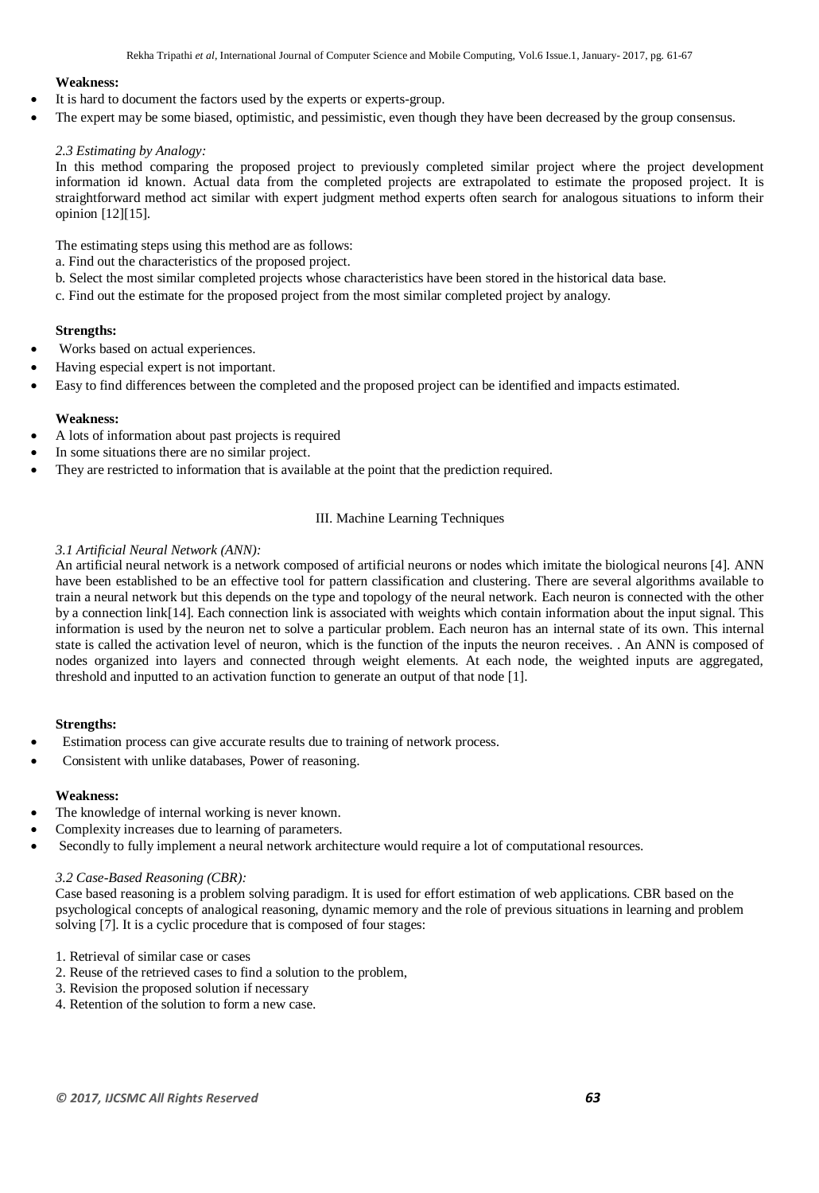**Weakness:**

- It is hard to document the factors used by the experts or experts-group.
- The expert may be some biased, optimistic, and pessimistic, even though they have been decreased by the group consensus.

*2.3 Estimating by Analogy:*

In this method comparing the proposed project to previously completed similar project where the project development information id known. Actual data from the completed projects are extrapolated to estimate the proposed project. It is straightforward method act similar with expert judgment method experts often search for analogous situations to inform their opinion [12][15].

The estimating steps using this method are as follows:

a. Find out the characteristics of the proposed project.

b. Select the most similar completed projects whose characteristics have been stored in the historical data base.

c. Find out the estimate for the proposed project from the most similar completed project by analogy.

**Strengths:**

- Works based on actual experiences.
- Having especial expert is not important.
- Easy to find differences between the completed and the proposed project can be identified and impacts estimated.

**Weakness:**

- A lots of information about past projects is required
- In some situations there are no similar project.
- They are restricted to information that is available at the point that the prediction required.

## III. Machine Learning Techniques

*3.1 Artificial Neural Network (ANN):*

An artificial neural network is a network composed of artificial neurons or nodes which imitate the biological neurons [4]. ANN have been established to be an effective tool for pattern classification and clustering. There are several algorithms available to train a neural network but this depends on the type and topology of the neural network. Each neuron is connected with the other by a connection link[14]. Each connection link is associated with weights which contain information about the input signal. This information is used by the neuron net to solve a particular problem. Each neuron has an internal state of its own. This internal state is called the activation level of neuron, which is the function of the inputs the neuron receives. . An ANN is composed of nodes organized into layers and connected through weight elements. At each node, the weighted inputs are aggregated, threshold and inputted to an activation function to generate an output of that node [1].

**Strengths:**

- Estimation process can give accurate results due to training of network process.
- Consistent with unlike databases, Power of reasoning.

**Weakness:**

- The knowledge of internal working is never known.
- Complexity increases due to learning of parameters.
- Secondly to fully implement a neural network architecture would require a lot of computational resources.

*3.2 Case-Based Reasoning (CBR):*

Case based reasoning is a problem solving paradigm. It is used for effort estimation of web applications. CBR based on the psychological concepts of analogical reasoning, dynamic memory and the role of previous situations in learning and problem solving [7]. It is a cyclic procedure that is composed of four stages:

1. Retrieval of similar case or cases
2. Reuse of the retrieved cases to find a solution to the problem,
3. Revision the proposed solution if necessary
4. Retention of the solution to form a new case.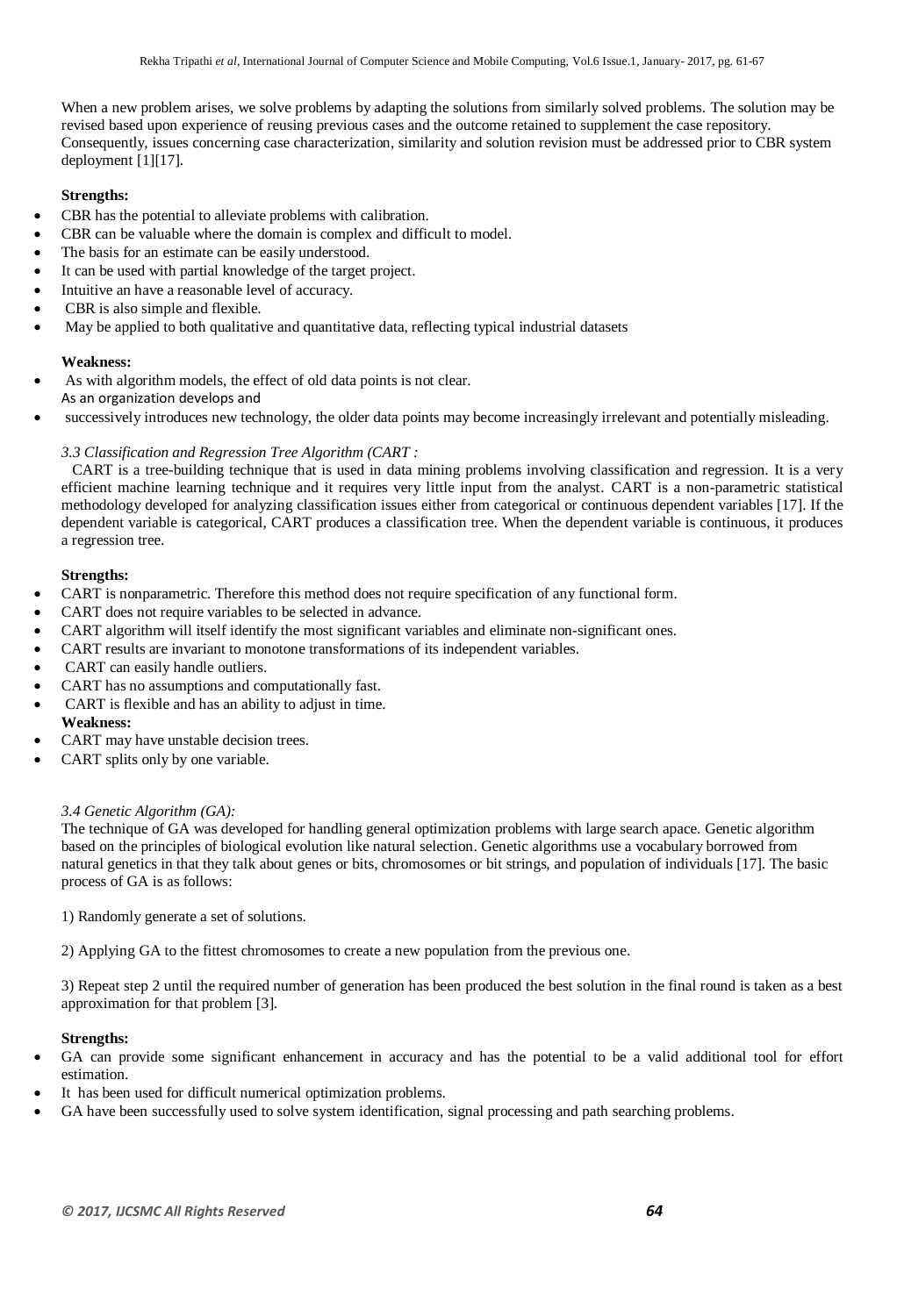When a new problem arises, we solve problems by adapting the solutions from similarly solved problems. The solution may be revised based upon experience of reusing previous cases and the outcome retained to supplement the case repository. Consequently, issues concerning case characterization, similarity and solution revision must be addressed prior to CBR system deployment [1][17].

**Strengths:**

- CBR has the potential to alleviate problems with calibration.
- CBR can be valuable where the domain is complex and difficult to model.
- The basis for an estimate can be easily understood.
- It can be used with partial knowledge of the target project.
- Intuitive an have a reasonable level of accuracy.
- CBR is also simple and flexible.
- May be applied to both qualitative and quantitative data, reflecting typical industrial datasets

**Weakness:**

- As with algorithm models, the effect of old data points is not clear.
  As an organization develops and
- successively introduces new technology, the older data points may become increasingly irrelevant and potentially misleading.

*3.3 Classification and Regression Tree Algorithm (CART :*

CART is a tree-building technique that is used in data mining problems involving classification and regression. It is a very efficient machine learning technique and it requires very little input from the analyst. CART is a non-parametric statistical methodology developed for analyzing classification issues either from categorical or continuous dependent variables [17]. If the dependent variable is categorical, CART produces a classification tree. When the dependent variable is continuous, it produces a regression tree.

**Strengths:**

- CART is nonparametric. Therefore this method does not require specification of any functional form.
- CART does not require variables to be selected in advance.
- CART algorithm will itself identify the most significant variables and eliminate non-significant ones.
- CART results are invariant to monotone transformations of its independent variables.
- CART can easily handle outliers.
- CART has no assumptions and computationally fast.
- CART is flexible and has an ability to adjust in time.

**Weakness:**

- CART may have unstable decision trees.
- CART splits only by one variable.

*3.4 Genetic Algorithm (GA):*

The technique of GA was developed for handling general optimization problems with large search apace. Genetic algorithm based on the principles of biological evolution like natural selection. Genetic algorithms use a vocabulary borrowed from natural genetics in that they talk about genes or bits, chromosomes or bit strings, and population of individuals [17]. The basic process of GA is as follows:

1) Randomly generate a set of solutions.

2) Applying GA to the fittest chromosomes to create a new population from the previous one.

3) Repeat step 2 until the required number of generation has been produced the best solution in the final round is taken as a best approximation for that problem [3].

**Strengths:**

- GA can provide some significant enhancement in accuracy and has the potential to be a valid additional tool for effort estimation.
- It has been used for difficult numerical optimization problems.
- GA have been successfully used to solve system identification, signal processing and path searching problems.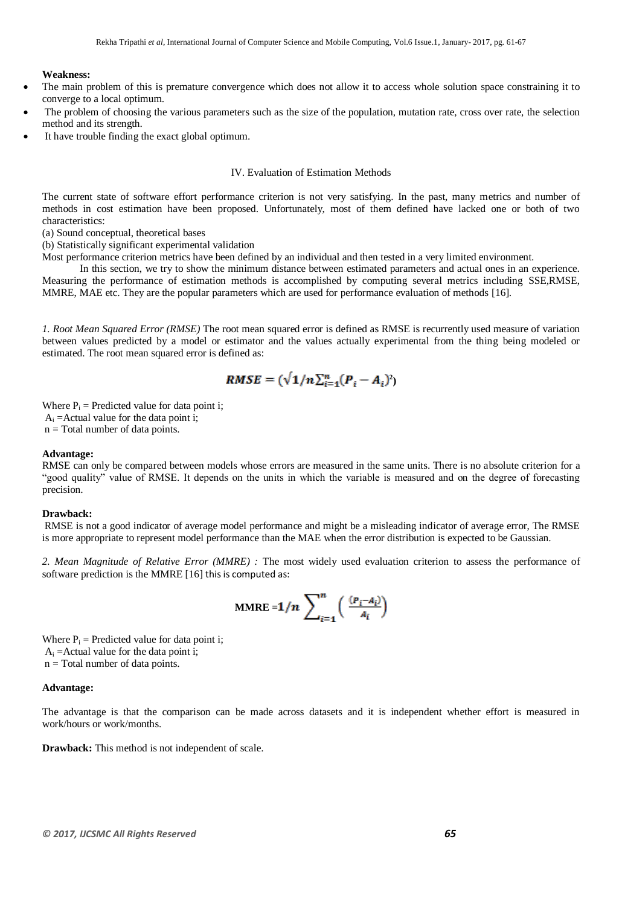**Weakness:**

- The main problem of this is premature convergence which does not allow it to access whole solution space constraining it to converge to a local optimum.
- The problem of choosing the various parameters such as the size of the population, mutation rate, cross over rate, the selection method and its strength.
- It have trouble finding the exact global optimum.

## IV. Evaluation of Estimation Methods

The current state of software effort performance criterion is not very satisfying. In the past, many metrics and number of methods in cost estimation have been proposed. Unfortunately, most of them defined have lacked one or both of two characteristics:

(a) Sound conceptual, theoretical bases

(b) Statistically significant experimental validation

Most performance criterion metrics have been defined by an individual and then tested in a very limited environment.

In this section, we try to show the minimum distance between estimated parameters and actual ones in an experience. Measuring the performance of estimation methods is accomplished by computing several metrics including SSE,RMSE, MMRE, MAE etc. They are the popular parameters which are used for performance evaluation of methods [16].

*1. Root Mean Squared Error (RMSE)* The root mean squared error is defined as RMSE is recurrently used measure of variation between values predicted by a model or estimator and the values actually experimental from the thing being modeled or estimated. The root mean squared error is defined as:

$$RMSE = (\sqrt{1/n\sum_{i=1}^{n}(P_i - A_i)^2})$$

Where $P_i$ = Predicted value for data point i;
$A_i$ =Actual value for the data point i;
n = Total number of data points.

**Advantage:**

RMSE can only be compared between models whose errors are measured in the same units. There is no absolute criterion for a "good quality" value of RMSE. It depends on the units in which the variable is measured and on the degree of forecasting precision.

**Drawback:**

RMSE is not a good indicator of average model performance and might be a misleading indicator of average error, The RMSE is more appropriate to represent model performance than the MAE when the error distribution is expected to be Gaussian.

*2. Mean Magnitude of Relative Error (MMRE) :* The most widely used evaluation criterion to assess the performance of software prediction is the MMRE [16] this is computed as:

$$\text{MMRE} = 1/n \sum_{i=1}^{n} \left( \frac{(P_i - A_i)}{A_i} \right)$$

Where $P_i$ = Predicted value for data point i;
$A_i$ =Actual value for the data point i;
n = Total number of data points.

**Advantage:**

The advantage is that the comparison can be made across datasets and it is independent whether effort is measured in work/hours or work/months.

**Drawback:** This method is not independent of scale.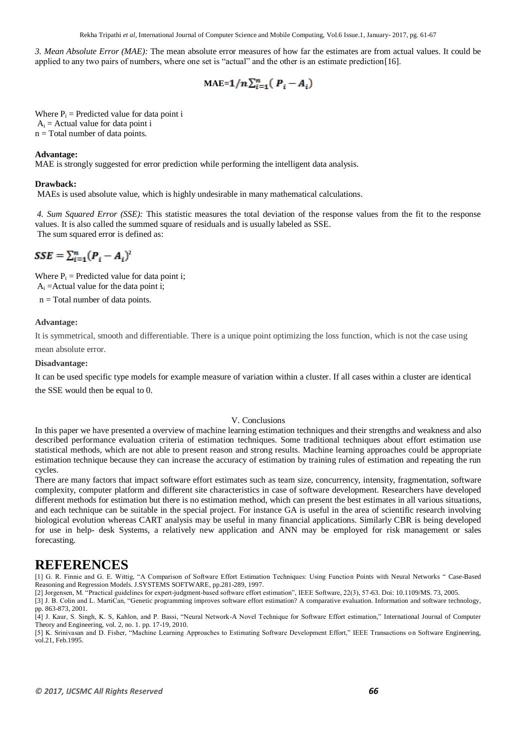*3. Mean Absolute Error (MAE):* The mean absolute error measures of how far the estimates are from actual values. It could be applied to any two pairs of numbers, where one set is "actual" and the other is an estimate prediction[16].

$$\text{MAE}=1/n\sum_{i=1}^{n}(P_i - A_i)$$

Where $P_i$ = Predicted value for data point i
$A_i$ = Actual value for data point i
n = Total number of data points.

**Advantage:**
MAE is strongly suggested for error prediction while performing the intelligent data analysis.

**Drawback:**
MAEs is used absolute value, which is highly undesirable in many mathematical calculations.

*4. Sum Squared Error (SSE):* This statistic measures the total deviation of the response values from the fit to the response values. It is also called the summed square of residuals and is usually labeled as SSE.
The sum squared error is defined as:

$$SSE = \sum_{i=1}^{n}(P_i - A_i)^2$$

Where $P_i$ = Predicted value for data point i;
$A_i$ =Actual value for the data point i;
n = Total number of data points.

**Advantage:**

It is symmetrical, smooth and differentiable. There is a unique point optimizing the loss function, which is not the case using mean absolute error.

**Disadvantage:**

It can be used specific type models for example measure of variation within a cluster. If all cases within a cluster are identical the SSE would then be equal to 0.

## V. Conclusions

In this paper we have presented a overview of machine learning estimation techniques and their strengths and weakness and also described performance evaluation criteria of estimation techniques. Some traditional techniques about effort estimation use statistical methods, which are not able to present reason and strong results. Machine learning approaches could be appropriate estimation technique because they can increase the accuracy of estimation by training rules of estimation and repeating the run cycles.

There are many factors that impact software effort estimates such as team size, concurrency, intensity, fragmentation, software complexity, computer platform and different site characteristics in case of software development. Researchers have developed different methods for estimation but there is no estimation method, which can present the best estimates in all various situations, and each technique can be suitable in the special project. For instance GA is useful in the area of scientific research involving biological evolution whereas CART analysis may be useful in many financial applications. Similarly CBR is being developed for use in help- desk Systems, a relatively new application and ANN may be employed for risk management or sales forecasting.

# REFERENCES

[1] G. R. Finnie and G. E. Wittig, "A Comparison of Software Effort Estimation Techniques: Using Function Points with Neural Networks " Case-Based Reasoning and Regression Models. J.SYSTEMS SOFTWARE, pp.281-289, 1997.

[2] Jorgensen, M. "Practical guidelines for expert-judgment-based software effort estimation", IEEE Software, 22(3), 57-63. Doi: 10.1109/MS. 73, 2005.

[3] J. B. Colin and L. MartiCan, "Genetic programming improves software effort estimation? A comparative evaluation. Information and software technology, pp. 863-873, 2001.

[4] J. Kaur, S. Singh, K. S, Kahlon, and P. Bassi, "Neural Network-A Novel Technique for Software Effort estimation," International Journal of Computer Theory and Engineering, vol. 2, no. 1. pp. 17-19, 2010.

[5] K. Srinivasan and D. Fisher, "Machine Learning Approaches to Estimating Software Development Effort," IEEE Transactions on Software Engineering, vol.21, Feb.1995.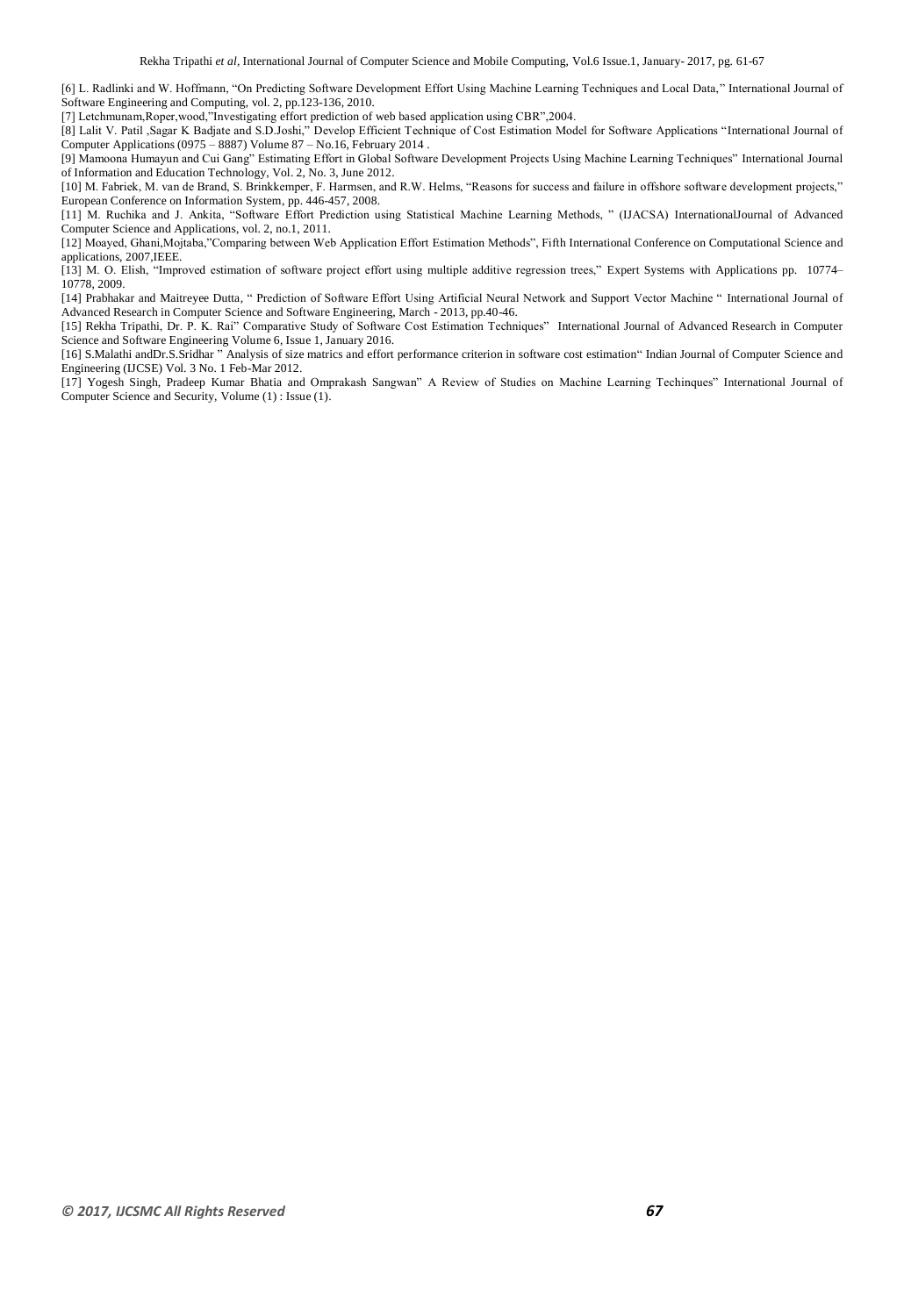[6] L. Radlinki and W. Hoffmann, "On Predicting Software Development Effort Using Machine Learning Techniques and Local Data," International Journal of Software Engineering and Computing, vol. 2, pp.123-136, 2010.

[7] Letchmunam,Roper,wood,"Investigating effort prediction of web based application using CBR",2004.

[8] Lalit V. Patil ,Sagar K Badjate and S.D.Joshi," Develop Efficient Technique of Cost Estimation Model for Software Applications "International Journal of Computer Applications (0975 – 8887) Volume 87 – No.16, February 2014 .

[9] Mamoona Humayun and Cui Gang" Estimating Effort in Global Software Development Projects Using Machine Learning Techniques" International Journal of Information and Education Technology, Vol. 2, No. 3, June 2012.

[10] M. Fabriek, M. van de Brand, S. Brinkkemper, F. Harmsen, and R.W. Helms, "Reasons for success and failure in offshore software development projects," European Conference on Information System, pp. 446-457, 2008.

[11] M. Ruchika and J. Ankita, "Software Effort Prediction using Statistical Machine Learning Methods, " (IJACSA) InternationalJournal of Advanced Computer Science and Applications, vol. 2, no.1, 2011.

[12] Moayed, Ghani,Mojtaba,"Comparing between Web Application Effort Estimation Methods", Fifth International Conference on Computational Science and applications, 2007,IEEE.

[13] M. O. Elish, "Improved estimation of software project effort using multiple additive regression trees," Expert Systems with Applications pp. 10774–10778, 2009.

[14] Prabhakar and Maitreyee Dutta, " Prediction of Software Effort Using Artificial Neural Network and Support Vector Machine " International Journal of Advanced Research in Computer Science and Software Engineering, March - 2013, pp.40-46.

[15] Rekha Tripathi, Dr. P. K. Rai" Comparative Study of Software Cost Estimation Techniques" International Journal of Advanced Research in Computer Science and Software Engineering Volume 6, Issue 1, January 2016.

[16] S.Malathi andDr.S.Sridhar " Analysis of size matrics and effort performance criterion in software cost estimation" Indian Journal of Computer Science and Engineering (IJCSE) Vol. 3 No. 1 Feb-Mar 2012.

[17] Yogesh Singh, Pradeep Kumar Bhatia and Omprakash Sangwan" A Review of Studies on Machine Learning Techinques" International Journal of Computer Science and Security, Volume (1) : Issue (1).